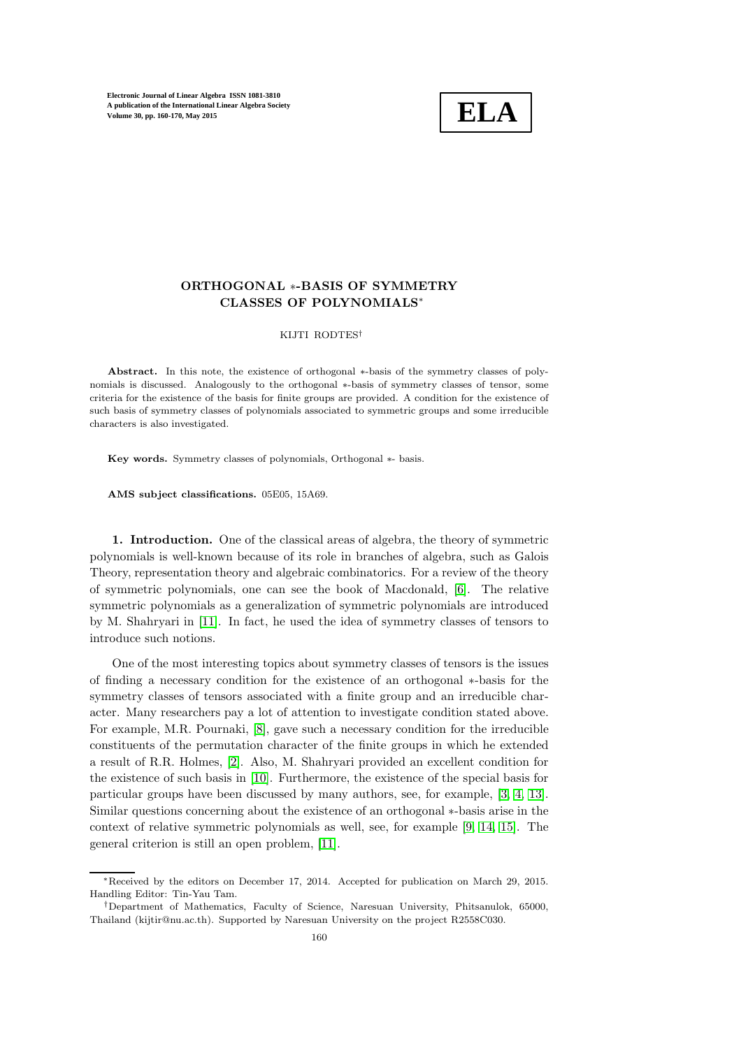# ORTHOGONAL $*$-BASIS OF SYMMETRY CLASSES OF POLYNOMIALS*

KIJTI RODTES†

**Abstract.** In this note, the existence of orthogonal $*$-basis of the symmetry classes of polynomials is discussed. Analogously to the orthogonal $*$-basis of symmetry classes of tensor, some criteria for the existence of the basis for finite groups are provided. A condition for the existence of such basis of symmetry classes of polynomials associated to symmetric groups and some irreducible characters is also investigated.

**Key words.** Symmetry classes of polynomials, Orthogonal $*$- basis.

**AMS subject classifications.** 05E05, 15A69.

**1. Introduction.** One of the classical areas of algebra, the theory of symmetric polynomials is well-known because of its role in branches of algebra, such as Galois Theory, representation theory and algebraic combinatorics. For a review of the theory of symmetric polynomials, one can see the book of Macdonald, [6]. The relative symmetric polynomials as a generalization of symmetric polynomials are introduced by M. Shahryari in [11]. In fact, he used the idea of symmetry classes of tensors to introduce such notions.

One of the most interesting topics about symmetry classes of tensors is the issues of finding a necessary condition for the existence of an orthogonal $*$-basis for the symmetry classes of tensors associated with a finite group and an irreducible character. Many researchers pay a lot of attention to investigate condition stated above. For example, M.R. Pournaki, [8], gave such a necessary condition for the irreducible constituents of the permutation character of the finite groups in which he extended a result of R.R. Holmes, [2]. Also, M. Shahryari provided an excellent condition for the existence of such basis in [10]. Furthermore, the existence of the special basis for particular groups have been discussed by many authors, see, for example, [3, 4, 13]. Similar questions concerning about the existence of an orthogonal $*$-basis arise in the context of relative symmetric polynomials as well, see, for example [9, 14, 15]. The general criterion is still an open problem, [11].

---

*Received by the editors on December 17, 2014. Accepted for publication on March 29, 2015. Handling Editor: Tin-Yau Tam.

†Department of Mathematics, Faculty of Science, Naresuan University, Phitsanulok, 65000, Thailand (kijtir@nu.ac.th). Supported by Naresuan University on the project R2558C030.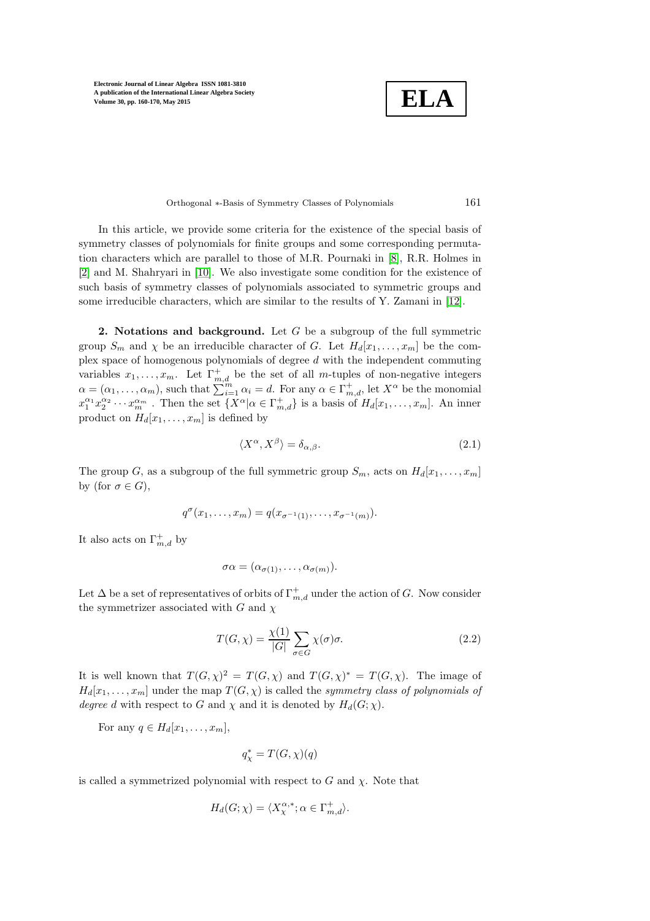In this article, we provide some criteria for the existence of the special basis of symmetry classes of polynomials for finite groups and some corresponding permutation characters which are parallel to those of M.R. Pournaki in [8], R.R. Holmes in [2] and M. Shahryari in [10]. We also investigate some condition for the existence of such basis of symmetry classes of polynomials associated to symmetric groups and some irreducible characters, which are similar to the results of Y. Zamani in [12].

**2. Notations and background.** Let $G$ be a subgroup of the full symmetric group $S_m$ and $\chi$ be an irreducible character of $G$. Let $H_d[x_1, \ldots, x_m]$ be the complex space of homogenous polynomials of degree $d$ with the independent commuting variables $x_1, \ldots, x_m$. Let $\Gamma^+_{m,d}$ be the set of all $m$-tuples of non-negative integers $\alpha = (\alpha_1, \ldots, \alpha_m)$, such that $\sum_{i=1}^{m} \alpha_i = d$. For any $\alpha \in \Gamma^+_{m,d}$, let $X^\alpha$ be the monomial $x_1^{\alpha_1} x_2^{\alpha_2} \cdots x_m^{\alpha_m}$ . Then the set $\{X^\alpha | \alpha \in \Gamma^+_{m,d}\}$ is a basis of $H_d[x_1, \ldots, x_m]$. An inner product on $H_d[x_1, \ldots, x_m]$ is defined by

$$\langle X^\alpha, X^\beta \rangle = \delta_{\alpha,\beta}. \tag{2.1}$$

The group $G$, as a subgroup of the full symmetric group $S_m$, acts on $H_d[x_1, \ldots, x_m]$ by (for $\sigma \in G$),

$$q^\sigma(x_1, \ldots, x_m) = q(x_{\sigma^{-1}(1)}, \ldots, x_{\sigma^{-1}(m)}).$$

It also acts on $\Gamma^+_{m,d}$ by

$$\sigma\alpha = (\alpha_{\sigma(1)}, \ldots, \alpha_{\sigma(m)}).$$

Let $\Delta$ be a set of representatives of orbits of $\Gamma^+_{m,d}$ under the action of $G$. Now consider the symmetrizer associated with $G$ and $\chi$

$$T(G, \chi) = \frac{\chi(1)}{|G|} \sum_{\sigma \in G} \chi(\sigma)\sigma. \tag{2.2}$$

It is well known that $T(G, \chi)^2 = T(G, \chi)$ and $T(G, \chi)^* = T(G, \chi)$. The image of $H_d[x_1, \ldots, x_m]$ under the map $T(G, \chi)$ is called the *symmetry class of polynomials of degree* $d$ with respect to $G$ and $\chi$ and it is denoted by $H_d(G; \chi)$.

For any $q \in H_d[x_1, \ldots, x_m]$,

$$q^*_\chi = T(G, \chi)(q)$$

is called a symmetrized polynomial with respect to $G$ and $\chi$. Note that

$$H_d(G; \chi) = \langle X^{\alpha,*}_\chi ; \alpha \in \Gamma^+_{m,d} \rangle.$$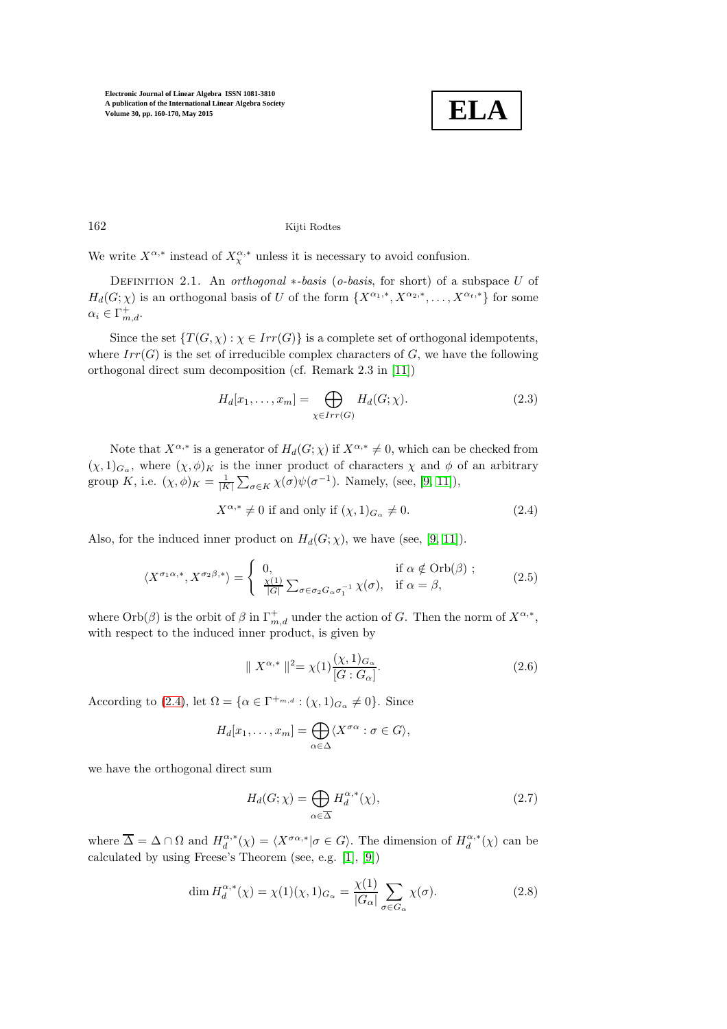We write $X^{\alpha,*}$ instead of $X^{\alpha,*}_{\chi}$ unless it is necessary to avoid confusion.

Definition 2.1. An *orthogonal* $*$*-basis* (*o-basis*, for short) of a subspace $U$ of $H_d(G;\chi)$ is an orthogonal basis of $U$ of the form $\{X^{\alpha_1,*}, X^{\alpha_2,*}, \ldots, X^{\alpha_t,*}\}$ for some $\alpha_i \in \Gamma^+_{m,d}$.

Since the set $\{T(G,\chi) : \chi \in Irr(G)\}$ is a complete set of orthogonal idempotents, where $Irr(G)$ is the set of irreducible complex characters of $G$, we have the following orthogonal direct sum decomposition (cf. Remark 2.3 in [11])

$$H_d[x_1, \ldots, x_m] = \bigoplus_{\chi \in Irr(G)} H_d(G;\chi). \tag{2.3}$$

Note that $X^{\alpha,*}$ is a generator of $H_d(G;\chi)$ if $X^{\alpha,*} \neq 0$, which can be checked from $(\chi, 1)_{G_\alpha}$, where $(\chi,\phi)_K$ is the inner product of characters $\chi$ and $\phi$ of an arbitrary group $K$, i.e. $(\chi,\phi)_K = \frac{1}{|K|}\sum_{\sigma \in K} \chi(\sigma)\psi(\sigma^{-1})$. Namely, (see, [9, 11]),

$$X^{\alpha,*} \neq 0 \text{ if and only if } (\chi, 1)_{G_\alpha} \neq 0. \tag{2.4}$$

Also, for the induced inner product on $H_d(G;\chi)$, we have (see, [9, 11]).

$$\langle X^{\sigma_1\alpha,*}, X^{\sigma_2\beta,*}\rangle = \begin{cases} 0, & \text{if } \alpha \notin \text{Orb}(\beta) \ ; \\ \frac{\chi(1)}{|G|}\sum_{\sigma \in \sigma_2 G_\alpha \sigma_1^{-1}} \chi(\sigma), & \text{if } \alpha = \beta, \end{cases} \tag{2.5}$$

where $\text{Orb}(\beta)$ is the orbit of $\beta$ in $\Gamma^+_{m,d}$ under the action of $G$. Then the norm of $X^{\alpha,*}$, with respect to the induced inner product, is given by

$$\| X^{\alpha,*} \|^2 = \chi(1)\frac{(\chi,1)_{G_\alpha}}{[G:G_\alpha]}. \tag{2.6}$$

According to (2.4), let $\Omega = \{\alpha \in \Gamma^{+_{m,d}} : (\chi,1)_{G_\alpha} \neq 0\}$. Since

$$H_d[x_1, \ldots, x_m] = \bigoplus_{\alpha \in \Delta} \langle X^{\sigma\alpha} : \sigma \in G\rangle,$$

we have the orthogonal direct sum

$$H_d(G;\chi) = \bigoplus_{\alpha \in \overline{\Delta}} H_d^{\alpha,*}(\chi), \tag{2.7}$$

where $\overline{\Delta} = \Delta \cap \Omega$ and $H_d^{\alpha,*}(\chi) = \langle X^{\sigma\alpha,*} | \sigma \in G\rangle$. The dimension of $H_d^{\alpha,*}(\chi)$ can be calculated by using Freese's Theorem (see, e.g. [1], [9])

$$\dim H_d^{\alpha,*}(\chi) = \chi(1)(\chi,1)_{G_\alpha} = \frac{\chi(1)}{|G_\alpha|}\sum_{\sigma \in G_\alpha} \chi(\sigma). \tag{2.8}$$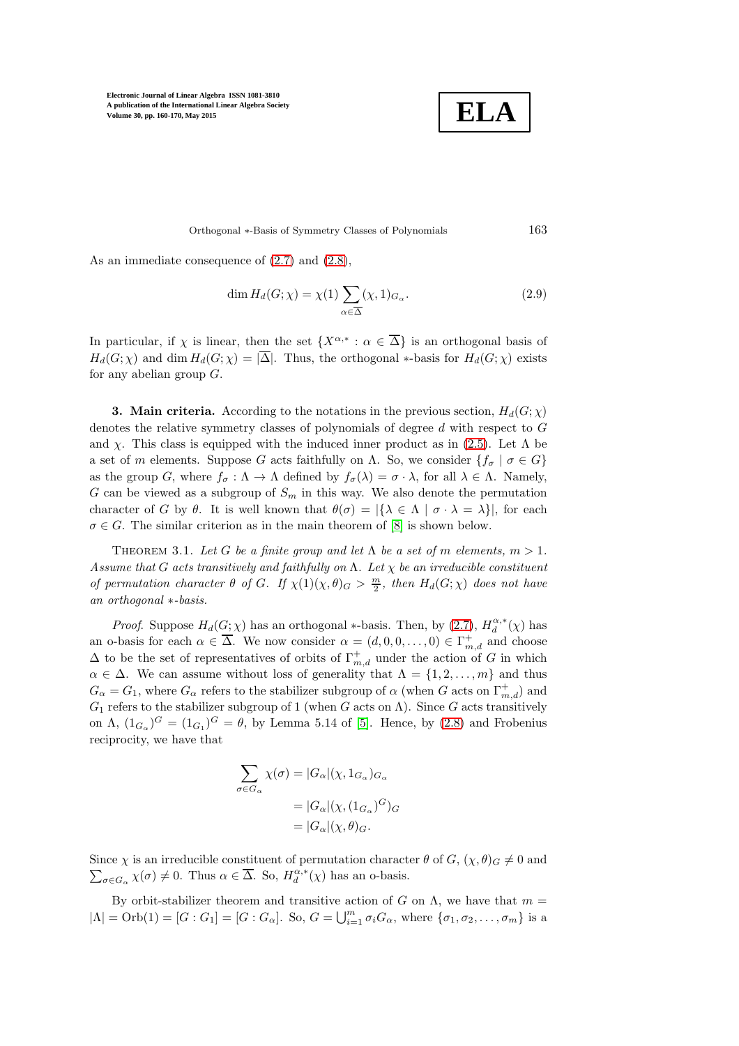As an immediate consequence of (2.7) and (2.8),

$$\dim H_d(G;\chi) = \chi(1) \sum_{\alpha \in \overline{\Delta}} (\chi, 1)_{G_\alpha}. \tag{2.9}$$

In particular, if $\chi$ is linear, then the set $\{X^{\alpha,*} : \alpha \in \overline{\Delta}\}$ is an orthogonal basis of $H_d(G;\chi)$ and $\dim H_d(G;\chi) = |\overline{\Delta}|$. Thus, the orthogonal $*$-basis for $H_d(G;\chi)$ exists for any abelian group $G$.

**3. Main criteria.** According to the notations in the previous section, $H_d(G;\chi)$ denotes the relative symmetry classes of polynomials of degree $d$ with respect to $G$ and $\chi$. This class is equipped with the induced inner product as in (2.5). Let $\Lambda$ be a set of $m$ elements. Suppose $G$ acts faithfully on $\Lambda$. So, we consider $\{f_\sigma \mid \sigma \in G\}$ as the group $G$, where $f_\sigma : \Lambda \to \Lambda$ defined by $f_\sigma(\lambda) = \sigma \cdot \lambda$, for all $\lambda \in \Lambda$. Namely, $G$ can be viewed as a subgroup of $S_m$ in this way. We also denote the permutation character of $G$ by $\theta$. It is well known that $\theta(\sigma) = |\{\lambda \in \Lambda \mid \sigma \cdot \lambda = \lambda\}|$, for each $\sigma \in G$. The similar criterion as in the main theorem of [8] is shown below.

THEOREM 3.1. *Let $G$ be a finite group and let $\Lambda$ be a set of $m$ elements, $m > 1$. Assume that $G$ acts transitively and faithfully on $\Lambda$. Let $\chi$ be an irreducible constituent of permutation character $\theta$ of $G$. If $\chi(1)(\chi,\theta)_G > \frac{m}{2}$, then $H_d(G;\chi)$ does not have an orthogonal $*$-basis.*

*Proof.* Suppose $H_d(G;\chi)$ has an orthogonal $*$-basis. Then, by (2.7), $H_d^{\alpha,*}(\chi)$ has an o-basis for each $\alpha \in \overline{\Delta}$. We now consider $\alpha = (d, 0, 0, \ldots, 0) \in \Gamma^+_{m,d}$ and choose $\Delta$ to be the set of representatives of orbits of $\Gamma^+_{m,d}$ under the action of $G$ in which $\alpha \in \Delta$. We can assume without loss of generality that $\Lambda = \{1, 2, \ldots, m\}$ and thus $G_\alpha = G_1$, where $G_\alpha$ refers to the stabilizer subgroup of $\alpha$ (when $G$ acts on $\Gamma^+_{m,d}$) and $G_1$ refers to the stabilizer subgroup of 1 (when $G$ acts on $\Lambda$). Since $G$ acts transitively on $\Lambda$, $(1_{G_\alpha})^G = (1_{G_1})^G = \theta$, by Lemma 5.14 of [5]. Hence, by (2.8) and Frobenius reciprocity, we have that

$$\begin{aligned}
\sum_{\sigma \in G_\alpha} \chi(\sigma) &= |G_\alpha|(\chi, 1_{G_\alpha})_{G_\alpha} \\
&= |G_\alpha|(\chi, (1_{G_\alpha})^G)_G \\
&= |G_\alpha|(\chi, \theta)_G.
\end{aligned}$$

Since $\chi$ is an irreducible constituent of permutation character $\theta$ of $G$, $(\chi,\theta)_G \neq 0$ and $\sum_{\sigma \in G_\alpha} \chi(\sigma) \neq 0$. Thus $\alpha \in \overline{\Delta}$. So, $H_d^{\alpha,*}(\chi)$ has an o-basis.

By orbit-stabilizer theorem and transitive action of $G$ on $\Lambda$, we have that $m = |\Lambda| = \mathrm{Orb}(1) = [G : G_1] = [G : G_\alpha]$. So, $G = \bigcup_{i=1}^m \sigma_i G_\alpha$, where $\{\sigma_1, \sigma_2, \ldots, \sigma_m\}$ is a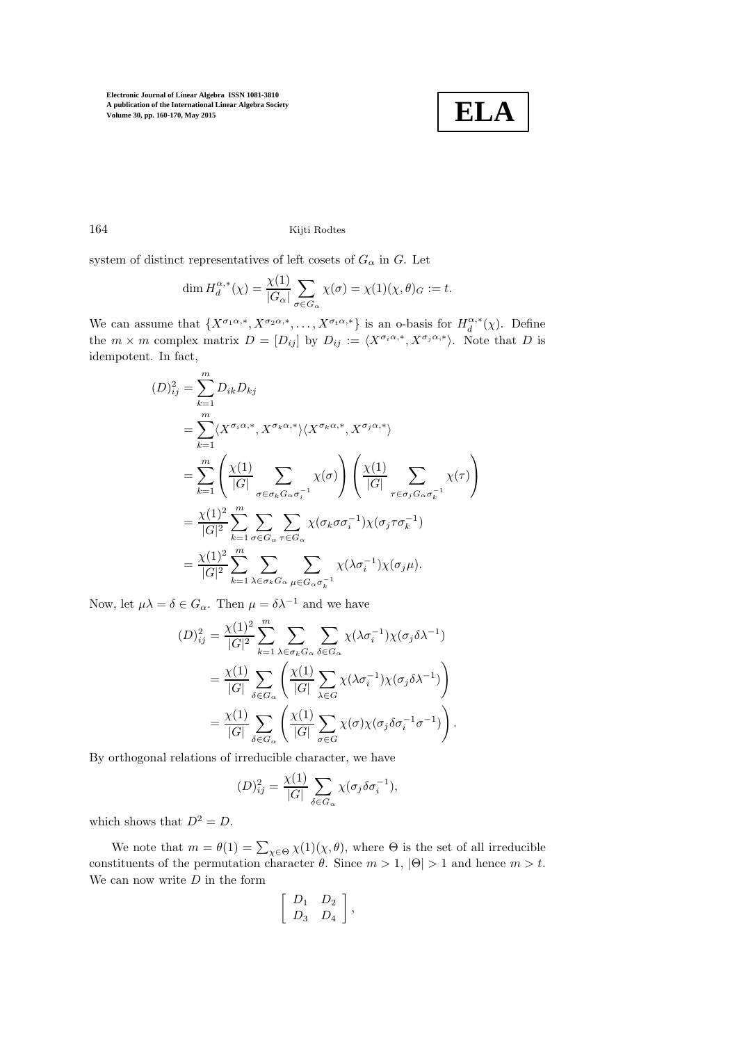system of distinct representatives of left cosets of $G_\alpha$ in $G$. Let

$$\dim H_d^{\alpha,*}(\chi) = \frac{\chi(1)}{|G_\alpha|} \sum_{\sigma \in G_\alpha} \chi(\sigma) = \chi(1)(\chi, \theta)_G := t.$$

We can assume that $\{X^{\sigma_1\alpha,*}, X^{\sigma_2\alpha,*}, \dots, X^{\sigma_t\alpha,*}\}$ is an o-basis for $H_d^{\alpha,*}(\chi)$. Define the $m \times m$ complex matrix $D = [D_{ij}]$ by $D_{ij} := \langle X^{\sigma_i\alpha,*}, X^{\sigma_j\alpha,*}\rangle$. Note that $D$ is idempotent. In fact,

$$\begin{aligned}
(D)^2_{ij} &= \sum_{k=1}^{m} D_{ik} D_{kj} \\
&= \sum_{k=1}^{m} \langle X^{\sigma_i\alpha,*}, X^{\sigma_k\alpha,*}\rangle \langle X^{\sigma_k\alpha,*}, X^{\sigma_j\alpha,*}\rangle \\
&= \sum_{k=1}^{m} \left( \frac{\chi(1)}{|G|} \sum_{\sigma \in \sigma_k G_\alpha \sigma_i^{-1}} \chi(\sigma) \right) \left( \frac{\chi(1)}{|G|} \sum_{\tau \in \sigma_j G_\alpha \sigma_k^{-1}} \chi(\tau) \right) \\
&= \frac{\chi(1)^2}{|G|^2} \sum_{k=1}^{m} \sum_{\sigma \in G_\alpha} \sum_{\tau \in G_\alpha} \chi(\sigma_k \sigma \sigma_i^{-1}) \chi(\sigma_j \tau \sigma_k^{-1}) \\
&= \frac{\chi(1)^2}{|G|^2} \sum_{k=1}^{m} \sum_{\lambda \in \sigma_k G_\alpha} \sum_{\mu \in G_\alpha \sigma_k^{-1}} \chi(\lambda \sigma_i^{-1}) \chi(\sigma_j \mu).
\end{aligned}$$

Now, let $\mu\lambda = \delta \in G_\alpha$. Then $\mu = \delta\lambda^{-1}$ and we have

$$\begin{aligned}
(D)^2_{ij} &= \frac{\chi(1)^2}{|G|^2} \sum_{k=1}^{m} \sum_{\lambda \in \sigma_k G_\alpha} \sum_{\delta \in G_\alpha} \chi(\lambda \sigma_i^{-1}) \chi(\sigma_j \delta \lambda^{-1}) \\
&= \frac{\chi(1)}{|G|} \sum_{\delta \in G_\alpha} \left( \frac{\chi(1)}{|G|} \sum_{\lambda \in G} \chi(\lambda \sigma_i^{-1}) \chi(\sigma_j \delta \lambda^{-1}) \right) \\
&= \frac{\chi(1)}{|G|} \sum_{\delta \in G_\alpha} \left( \frac{\chi(1)}{|G|} \sum_{\sigma \in G} \chi(\sigma) \chi(\sigma_j \delta \sigma_i^{-1} \sigma^{-1}) \right).
\end{aligned}$$

By orthogonal relations of irreducible character, we have

$$(D)^2_{ij} = \frac{\chi(1)}{|G|} \sum_{\delta \in G_\alpha} \chi(\sigma_j \delta \sigma_i^{-1}),$$

which shows that $D^2 = D$.

We note that $m = \theta(1) = \sum_{\chi \in \Theta} \chi(1)(\chi, \theta)$, where $\Theta$ is the set of all irreducible constituents of the permutation character $\theta$. Since $m > 1$, $|\Theta| > 1$ and hence $m > t$. We can now write $D$ in the form

$$\left[ \begin{array}{cc} D_1 & D_2 \\ D_3 & D_4 \end{array} \right],$$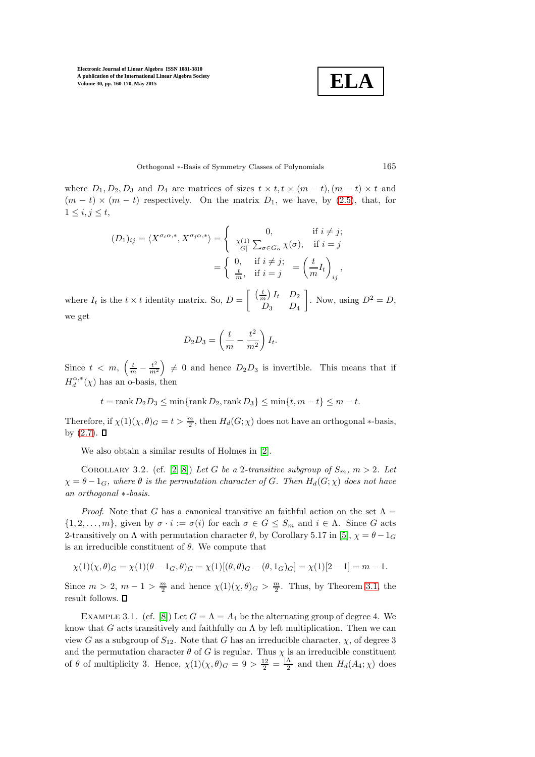where $D_1, D_2, D_3$ and $D_4$ are matrices of sizes $t \times t, t \times (m-t), (m-t) \times t$ and $(m-t) \times (m-t)$ respectively. On the matrix $D_1$, we have, by (2.5), that, for $1 \le i, j \le t$,

$$(D_1)_{ij} = \langle X^{\sigma_i \alpha, *}, X^{\sigma_j \alpha, *} \rangle = \begin{cases} 0, & \text{if } i \neq j; \\ \frac{\chi(1)}{|G|} \sum_{\sigma \in G_\alpha} \chi(\sigma), & \text{if } i = j \end{cases}$$
$$= \begin{cases} 0, & \text{if } i \neq j; \\ \frac{t}{m}, & \text{if } i = j \end{cases} = \left( \frac{t}{m} I_t \right)_{ij},$$

where $I_t$ is the $t \times t$ identity matrix. So, $D = \begin{bmatrix} \left(\frac{t}{m}\right) I_t & D_2 \\ D_3 & D_4 \end{bmatrix}$. Now, using $D^2 = D$, we get

$$D_2 D_3 = \left( \frac{t}{m} - \frac{t^2}{m^2} \right) I_t.$$

Since $t < m$, $\left( \frac{t}{m} - \frac{t^2}{m^2} \right) \neq 0$ and hence $D_2 D_3$ is invertible. This means that if $H_d^{\alpha,*}(\chi)$ has an o-basis, then

$$t = \operatorname{rank} D_2 D_3 \le \min\{\operatorname{rank} D_2, \operatorname{rank} D_3\} \le \min\{t, m-t\} \le m - t.$$

Therefore, if $\chi(1)(\chi, \theta)_G = t > \frac{m}{2}$, then $H_d(G; \chi)$ does not have an orthogonal $*$-basis, by (2.7). ∎

We also obtain a similar results of Holmes in [2].

Corollary 3.2. (cf. [2, 8]) *Let $G$ be a 2-transitive subgroup of $S_m$, $m > 2$. Let $\chi = \theta - 1_G$, where $\theta$ is the permutation character of $G$. Then $H_d(G; \chi)$ does not have an orthogonal $*$-basis.*

*Proof.* Note that $G$ has a canonical transitive an faithful action on the set $\Lambda = \{1, 2, \ldots, m\}$, given by $\sigma \cdot i := \sigma(i)$ for each $\sigma \in G \le S_m$ and $i \in \Lambda$. Since $G$ acts 2-transitively on $\Lambda$ with permutation character $\theta$, by Corollary 5.17 in [5], $\chi = \theta - 1_G$ is an irreducible constituent of $\theta$. We compute that

$$\chi(1)(\chi, \theta)_G = \chi(1)(\theta - 1_G, \theta)_G = \chi(1)[(\theta, \theta)_G - (\theta, 1_G)_G] = \chi(1)[2 - 1] = m - 1.$$

Since $m > 2$, $m - 1 > \frac{m}{2}$ and hence $\chi(1)(\chi, \theta)_G > \frac{m}{2}$. Thus, by Theorem 3.1, the result follows. ∎

Example 3.1. (cf. [8]) Let $G = \Lambda = A_4$ be the alternating group of degree 4. We know that $G$ acts transitively and faithfully on $\Lambda$ by left multiplication. Then we can view $G$ as a subgroup of $S_{12}$. Note that $G$ has an irreducible character, $\chi$, of degree 3 and the permutation character $\theta$ of $G$ is regular. Thus $\chi$ is an irreducible constituent of $\theta$ of multiplicity 3. Hence, $\chi(1)(\chi, \theta)_G = 9 > \frac{12}{2} = \frac{|\Lambda|}{2}$ and then $H_d(A_4; \chi)$ does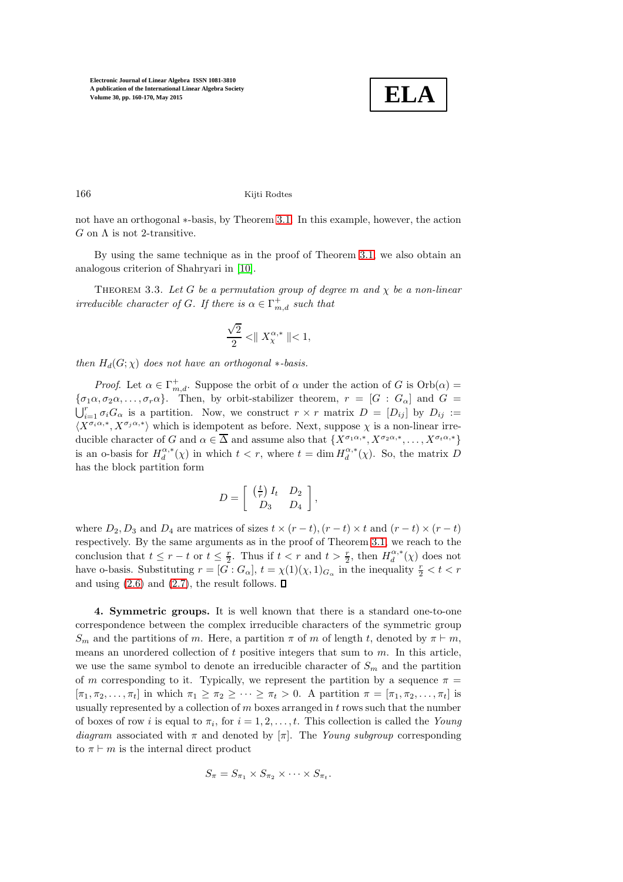not have an orthogonal $*$-basis, by Theorem 3.1. In this example, however, the action $G$ on $\Lambda$ is not 2-transitive.

By using the same technique as in the proof of Theorem 3.1, we also obtain an analogous criterion of Shahryari in [10].

THEOREM 3.3. *Let $G$ be a permutation group of degree $m$ and $\chi$ be a non-linear irreducible character of $G$. If there is $\alpha \in \Gamma^+_{m,d}$ such that*

$$\frac{\sqrt{2}}{2} < \| X^{\alpha,*}_{\chi} \| < 1,$$

*then $H_d(G;\chi)$ does not have an orthogonal $*$-basis.*

*Proof.* Let $\alpha \in \Gamma^+_{m,d}$. Suppose the orbit of $\alpha$ under the action of $G$ is $\mathrm{Orb}(\alpha) = \{\sigma_1\alpha, \sigma_2\alpha, \ldots, \sigma_r\alpha\}$. Then, by orbit-stabilizer theorem, $r = [G : G_\alpha]$ and $G = \bigcup_{i=1}^{r} \sigma_i G_\alpha$ is a partition. Now, we construct $r \times r$ matrix $D = [D_{ij}]$ by $D_{ij} := \langle X^{\sigma_i\alpha,*}, X^{\sigma_j\alpha,*}\rangle$ which is idempotent as before. Next, suppose $\chi$ is a non-linear irreducible character of $G$ and $\alpha \in \overline{\Delta}$ and assume also that $\{X^{\sigma_1\alpha,*}, X^{\sigma_2\alpha,*}, \ldots, X^{\sigma_t\alpha,*}\}$ is an o-basis for $H_d^{\alpha,*}(\chi)$ in which $t < r$, where $t = \dim H_d^{\alpha,*}(\chi)$. So, the matrix $D$ has the block partition form

$$D = \begin{bmatrix} \left(\frac{t}{r}\right) I_t & D_2 \\ D_3 & D_4 \end{bmatrix},$$

where $D_2, D_3$ and $D_4$ are matrices of sizes $t \times (r-t), (r-t) \times t$ and $(r-t) \times (r-t)$ respectively. By the same arguments as in the proof of Theorem 3.1, we reach to the conclusion that $t \leq r - t$ or $t \leq \frac{r}{2}$. Thus if $t < r$ and $t > \frac{r}{2}$, then $H_d^{\alpha,*}(\chi)$ does not have o-basis. Substituting $r = [G : G_\alpha]$, $t = \chi(1)(\chi, 1)_{G_\alpha}$ in the inequality $\frac{r}{2} < t < r$ and using (2.6) and (2.7), the result follows. ∎

**4. Symmetric groups.** It is well known that there is a standard one-to-one correspondence between the complex irreducible characters of the symmetric group $S_m$ and the partitions of $m$. Here, a partition $\pi$ of $m$ of length $t$, denoted by $\pi \vdash m$, means an unordered collection of $t$ positive integers that sum to $m$. In this article, we use the same symbol to denote an irreducible character of $S_m$ and the partition of $m$ corresponding to it. Typically, we represent the partition by a sequence $\pi = [\pi_1, \pi_2, \ldots, \pi_t]$ in which $\pi_1 \geq \pi_2 \geq \cdots \geq \pi_t > 0$. A partition $\pi = [\pi_1, \pi_2, \ldots, \pi_t]$ is usually represented by a collection of $m$ boxes arranged in $t$ rows such that the number of boxes of row $i$ is equal to $\pi_i$, for $i = 1, 2, \ldots, t$. This collection is called the *Young diagram* associated with $\pi$ and denoted by $[\pi]$. The *Young subgroup* corresponding to $\pi \vdash m$ is the internal direct product

$$S_\pi = S_{\pi_1} \times S_{\pi_2} \times \cdots \times S_{\pi_t}.$$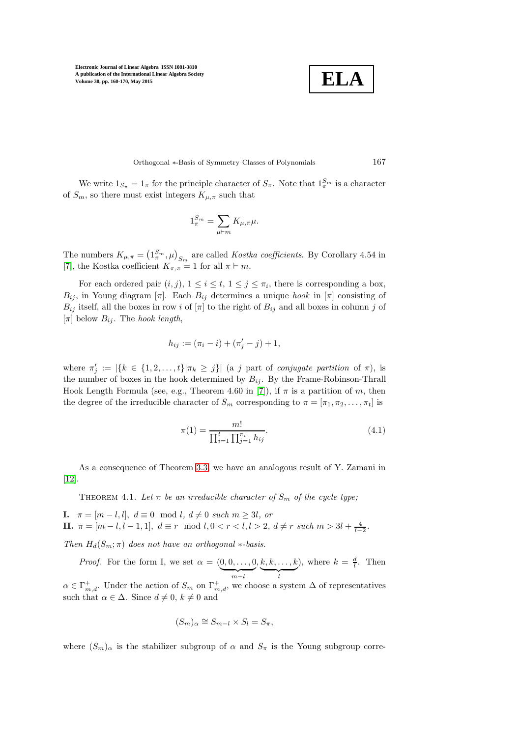We write $1_{S_\pi} = 1_\pi$ for the principle character of $S_\pi$. Note that $1_\pi^{S_m}$ is a character of $S_m$, so there must exist integers $K_{\mu,\pi}$ such that

$$1_\pi^{S_m} = \sum_{\mu \vdash m} K_{\mu,\pi}\mu.$$

The numbers $K_{\mu,\pi} = \left(1_\pi^{S_m}, \mu\right)_{S_m}$ are called *Kostka coefficients*. By Corollary 4.54 in [7], the Kostka coefficient $K_{\pi,\pi} = 1$ for all $\pi \vdash m$.

For each ordered pair $(i,j)$, $1 \le i \le t$, $1 \le j \le \pi_i$, there is corresponding a box, $B_{ij}$, in Young diagram $[\pi]$. Each $B_{ij}$ determines a unique *hook* in $[\pi]$ consisting of $B_{ij}$ itself, all the boxes in row $i$ of $[\pi]$ to the right of $B_{ij}$ and all boxes in column $j$ of $[\pi]$ below $B_{ij}$. The *hook length*,

$$h_{ij} := (\pi_i - i) + (\pi'_j - j) + 1,$$

where $\pi'_j := |\{k \in \{1,2,\ldots,t\} | \pi_k \ge j\}|$ (a $j$ part of *conjugate partition* of $\pi$), is the number of boxes in the hook determined by $B_{ij}$. By the Frame-Robinson-Thrall Hook Length Formula (see, e.g., Theorem 4.60 in [7]), if $\pi$ is a partition of $m$, then the degree of the irreducible character of $S_m$ corresponding to $\pi = [\pi_1, \pi_2, \ldots, \pi_t]$ is

$$\pi(1) = \frac{m!}{\prod_{i=1}^{t} \prod_{j=1}^{\pi_i} h_{ij}}. \tag{4.1}$$

As a consequence of Theorem 3.3, we have an analogous result of Y. Zamani in [12].

THEOREM 4.1. *Let $\pi$ be an irreducible character of $S_m$ of the cycle type;*

**I.** $\pi = [m-l, l]$, $d \equiv 0 \mod l$, $d \neq 0$ *such* $m \ge 3l$, *or*
**II.** $\pi = [m-l, l-1, 1]$, $d \equiv r \mod l, 0 < r < l, l > 2$, $d \neq r$ *such* $m > 3l + \frac{4}{l-2}$.

*Then $H_d(S_m; \pi)$ does not have an orthogonal $*$-basis.*

*Proof.* For the form I, we set $\alpha = (\underbrace{0,0,\ldots,0}_{m-l}, \underbrace{k,k,\ldots,k}_{l})$, where $k = \frac{d}{l}$. Then $\alpha \in \Gamma^+_{m,d}$. Under the action of $S_m$ on $\Gamma^+_{m,d}$, we choose a system $\Delta$ of representatives such that $\alpha \in \Delta$. Since $d \neq 0$, $k \neq 0$ and

$$(S_m)_\alpha \cong S_{m-l} \times S_l = S_\pi,$$

where $(S_m)_\alpha$ is the stabilizer subgroup of $\alpha$ and $S_\pi$ is the Young subgroup corre-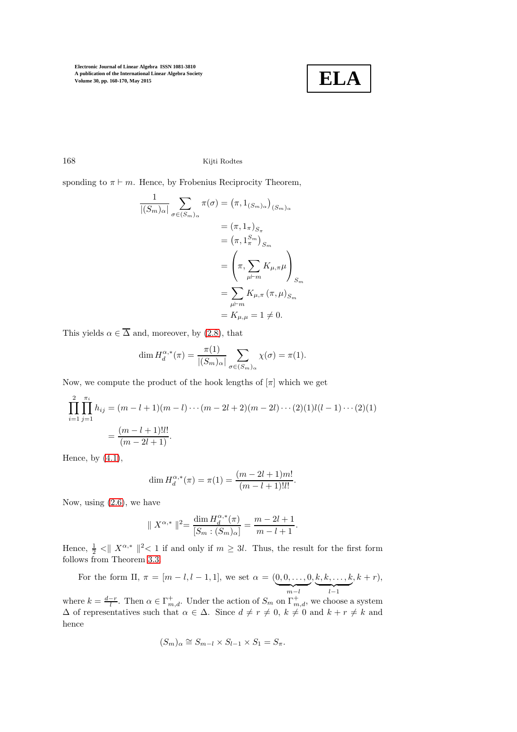sponding to $\pi \vdash m$. Hence, by Frobenius Reciprocity Theorem,

$$
\begin{aligned}
\frac{1}{|(S_m)_\alpha|} \sum_{\sigma \in (S_m)_\alpha} \pi(\sigma) &= \left(\pi, 1_{(S_m)_\alpha}\right)_{(S_m)_\alpha} \\
&= \left(\pi, 1_\pi\right)_{S_\pi} \\
&= \left(\pi, 1_\pi^{S_m}\right)_{S_m} \\
&= \left(\pi, \sum_{\mu \vdash m} K_{\mu,\pi} \mu\right)_{S_m} \\
&= \sum_{\mu \vdash m} K_{\mu,\pi} \left(\pi, \mu\right)_{S_m} \\
&= K_{\mu,\mu} = 1 \neq 0.
\end{aligned}
$$

This yields $\alpha \in \overline{\Delta}$ and, moreover, by (2.8), that

$$
\dim H_d^{\alpha,*}(\pi) = \frac{\pi(1)}{|(S_m)_\alpha|} \sum_{\sigma \in (S_m)_\alpha} \chi(\sigma) = \pi(1).
$$

Now, we compute the product of the hook lengths of $[\pi]$ which we get

$$
\begin{aligned}
\prod_{i=1}^{2} \prod_{j=1}^{\pi_i} h_{ij} &= (m-l+1)(m-l)\cdots(m-2l+2)(m-2l)\cdots(2)(1)l(l-1)\cdots(2)(1) \\
&= \frac{(m-l+1)!l!}{(m-2l+1)}.
\end{aligned}
$$

Hence, by (4.1),

$$
\dim H_d^{\alpha,*}(\pi) = \pi(1) = \frac{(m-2l+1)m!}{(m-l+1)!l!}.
$$

Now, using (2.6), we have

$$
\parallel X^{\alpha,*} \parallel^2 = \frac{\dim H_d^{\alpha,*}(\pi)}{[S_m : (S_m)_\alpha]} = \frac{m-2l+1}{m-l+1}.
$$

Hence, $\frac{1}{2} < \parallel X^{\alpha,*} \parallel^2 < 1$ if and only if $m \geq 3l$. Thus, the result for the first form follows from Theorem 3.3.

For the form II, $\pi = [m-l, l-1, 1]$, we set $\alpha = (\underbrace{0, 0, \ldots, 0}_{m-l}, \underbrace{k, k, \ldots, k}_{l-1}, k+r)$, where $k = \frac{d-r}{l}$. Then $\alpha \in \Gamma_{m,d}^{+}$. Under the action of $S_m$ on $\Gamma_{m,d}^{+}$, we choose a system $\Delta$ of representatives such that $\alpha \in \Delta$. Since $d \neq r \neq 0$, $k \neq 0$ and $k+r \neq k$ and hence

$$
(S_m)_\alpha \cong S_{m-l} \times S_{l-1} \times S_1 = S_\pi.
$$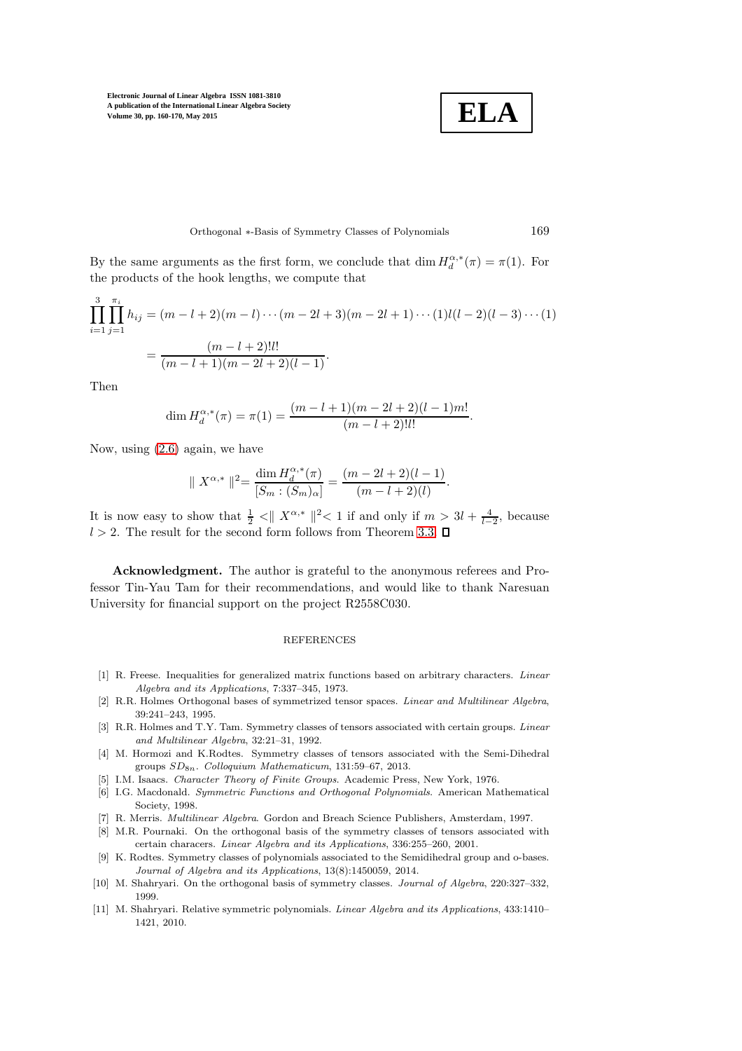By the same arguments as the first form, we conclude that $\dim H_d^{\alpha,*}(\pi) = \pi(1)$. For the products of the hook lengths, we compute that

$$\prod_{i=1}^{3}\prod_{j=1}^{\pi_i} h_{ij} = (m-l+2)(m-l)\cdots(m-2l+3)(m-2l+1)\cdots(1)l(l-2)(l-3)\cdots(1)$$

$$= \frac{(m-l+2)!l!}{(m-l+1)(m-2l+2)(l-1)}.$$

Then

$$\dim H_d^{\alpha,*}(\pi) = \pi(1) = \frac{(m-l+1)(m-2l+2)(l-1)m!}{(m-l+2)!l!}.$$

Now, using (2.6) again, we have

$$\| X^{\alpha,*} \|^2 = \frac{\dim H_d^{\alpha,*}(\pi)}{[S_m : (S_m)_\alpha]} = \frac{(m-2l+2)(l-1)}{(m-l+2)(l)}.$$

It is now easy to show that $\frac{1}{2} < \| X^{\alpha,*} \|^2 < 1$ if and only if $m > 3l + \frac{4}{l-2}$, because $l > 2$. The result for the second form follows from Theorem 3.3. $\square$

**Acknowledgment.** The author is grateful to the anonymous referees and Professor Tin-Yau Tam for their recommendations, and would like to thank Naresuan University for financial support on the project R2558C030.

## REFERENCES

[1] R. Freese. Inequalities for generalized matrix functions based on arbitrary characters. *Linear Algebra and its Applications*, 7:337–345, 1973.

[2] R.R. Holmes Orthogonal bases of symmetrized tensor spaces. *Linear and Multilinear Algebra*, 39:241–243, 1995.

[3] R.R. Holmes and T.Y. Tam. Symmetry classes of tensors associated with certain groups. *Linear and Multilinear Algebra*, 32:21–31, 1992.

[4] M. Hormozi and K.Rodtes. Symmetry classes of tensors associated with the Semi-Dihedral groups $SD_{8n}$. *Colloquium Mathematicum*, 131:59–67, 2013.

[5] I.M. Isaacs. *Character Theory of Finite Groups*. Academic Press, New York, 1976.

[6] I.G. Macdonald. *Symmetric Functions and Orthogonal Polynomials*. American Mathematical Society, 1998.

[7] R. Merris. *Multilinear Algebra*. Gordon and Breach Science Publishers, Amsterdam, 1997.

[8] M.R. Pournaki. On the orthogonal basis of the symmetry classes of tensors associated with certain characers. *Linear Algebra and its Applications*, 336:255–260, 2001.

[9] K. Rodtes. Symmetry classes of polynomials associated to the Semidihedral group and o-bases. *Journal of Algebra and its Applications*, 13(8):1450059, 2014.

[10] M. Shahryari. On the orthogonal basis of symmetry classes. *Journal of Algebra*, 220:327–332, 1999.

[11] M. Shahryari. Relative symmetric polynomials. *Linear Algebra and its Applications*, 433:1410–1421, 2010.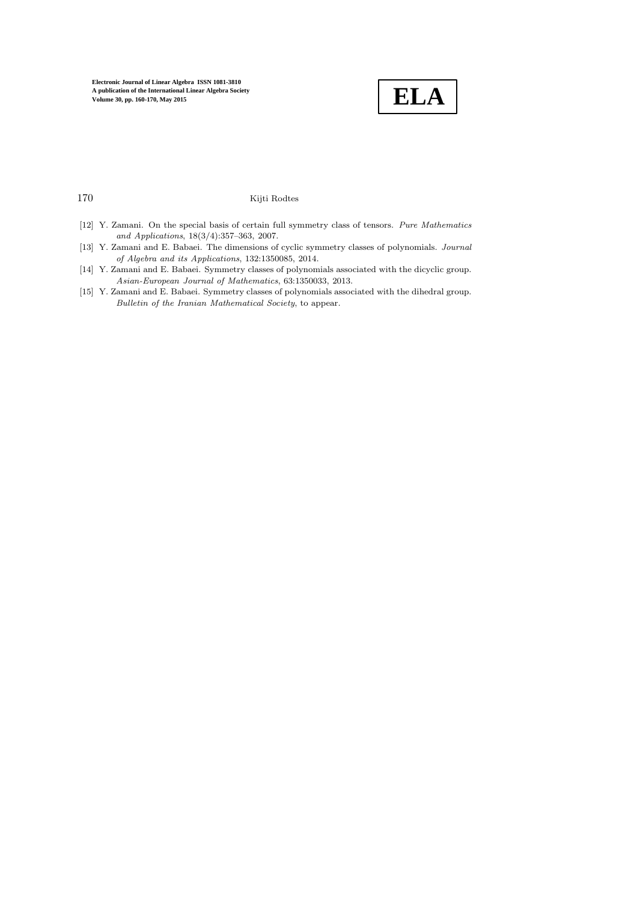[12] Y. Zamani. On the special basis of certain full symmetry class of tensors. *Pure Mathematics and Applications*, 18(3/4):357–363, 2007.

[13] Y. Zamani and E. Babaei. The dimensions of cyclic symmetry classes of polynomials. *Journal of Algebra and its Applications*, 132:1350085, 2014.

[14] Y. Zamani and E. Babaei. Symmetry classes of polynomials associated with the dicyclic group. *Asian-European Journal of Mathematics*, 63:1350033, 2013.

[15] Y. Zamani and E. Babaei. Symmetry classes of polynomials associated with the dihedral group. *Bulletin of the Iranian Mathematical Society*, to appear.